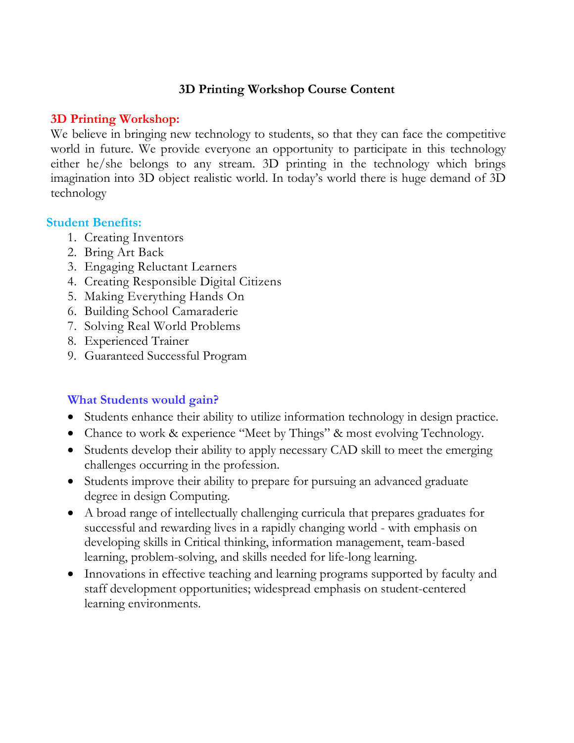# 3D Printing Workshop Course Content

## 3D Printing Workshop:

We believe in bringing new technology to students, so that they can face the competitive world in future. We provide everyone an opportunity to participate in this technology either he/she belongs to any stream. 3D printing in the technology which brings imagination into 3D object realistic world. In today's world there is huge demand of 3D technology

## Student Benefits:

1. Creating Inventors
2. Bring Art Back
3. Engaging Reluctant Learners
4. Creating Responsible Digital Citizens
5. Making Everything Hands On
6. Building School Camaraderie
7. Solving Real World Problems
8. Experienced Trainer
9. Guaranteed Successful Program

## What Students would gain?

- Students enhance their ability to utilize information technology in design practice.
- Chance to work & experience "Meet by Things" & most evolving Technology.
- Students develop their ability to apply necessary CAD skill to meet the emerging challenges occurring in the profession.
- Students improve their ability to prepare for pursuing an advanced graduate degree in design Computing.
- A broad range of intellectually challenging curricula that prepares graduates for successful and rewarding lives in a rapidly changing world - with emphasis on developing skills in Critical thinking, information management, team-based learning, problem-solving, and skills needed for life-long learning.
- Innovations in effective teaching and learning programs supported by faculty and staff development opportunities; widespread emphasis on student-centered learning environments.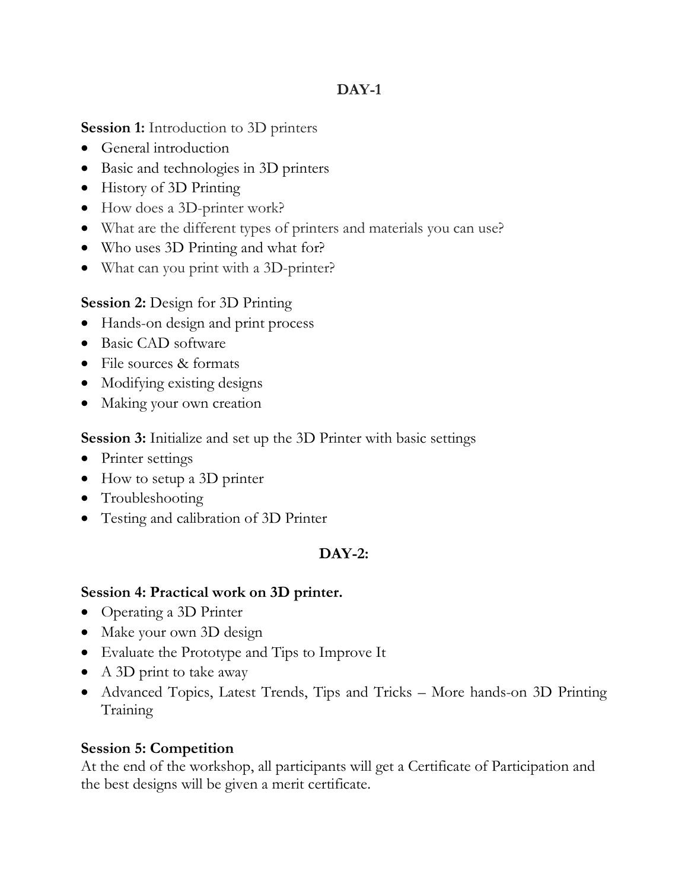## DAY-1

**Session 1:** Introduction to 3D printers

- General introduction
- Basic and technologies in 3D printers
- History of 3D Printing
- How does a 3D-printer work?
- What are the different types of printers and materials you can use?
- Who uses 3D Printing and what for?
- What can you print with a 3D-printer?

**Session 2:** Design for 3D Printing

- Hands-on design and print process
- Basic CAD software
- File sources & formats
- Modifying existing designs
- Making your own creation

**Session 3:** Initialize and set up the 3D Printer with basic settings

- Printer settings
- How to setup a 3D printer
- Troubleshooting
- Testing and calibration of 3D Printer

## DAY-2:

**Session 4: Practical work on 3D printer.**

- Operating a 3D Printer
- Make your own 3D design
- Evaluate the Prototype and Tips to Improve It
- A 3D print to take away
- Advanced Topics, Latest Trends, Tips and Tricks – More hands-on 3D Printing Training

**Session 5: Competition**

At the end of the workshop, all participants will get a Certificate of Participation and the best designs will be given a merit certificate.